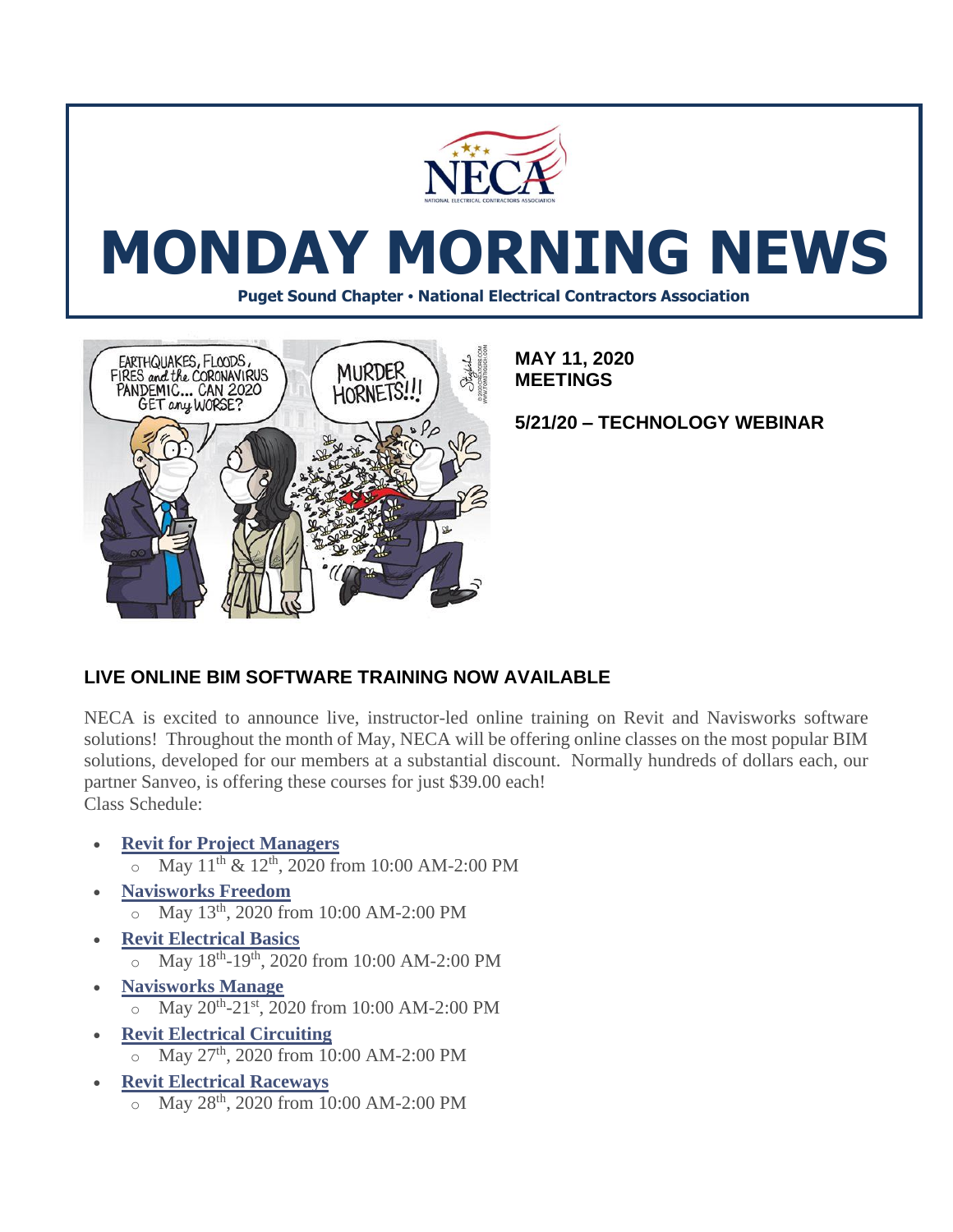# MONDAY MORNING NEWS

**Puget Sound Chapter • National Electrical Contractors Association**

**MAY 11, 2020**
**MEETINGS**

**5/21/20 – TECHNOLOGY WEBINAR**

## LIVE ONLINE BIM SOFTWARE TRAINING NOW AVAILABLE

NECA is excited to announce live, instructor-led online training on Revit and Navisworks software solutions! Throughout the month of May, NECA will be offering online classes on the most popular BIM solutions, developed for our members at a substantial discount. Normally hundreds of dollars each, our partner Sanveo, is offering these courses for just $39.00 each!
Class Schedule:

- **Revit for Project Managers**
  - May 11th & 12th, 2020 from 10:00 AM-2:00 PM
- **Navisworks Freedom**
  - May 13th, 2020 from 10:00 AM-2:00 PM
- **Revit Electrical Basics**
  - May 18th-19th, 2020 from 10:00 AM-2:00 PM
- **Navisworks Manage**
  - May 20th-21st, 2020 from 10:00 AM-2:00 PM
- **Revit Electrical Circuiting**
  - May 27th, 2020 from 10:00 AM-2:00 PM
- **Revit Electrical Raceways**
  - May 28th, 2020 from 10:00 AM-2:00 PM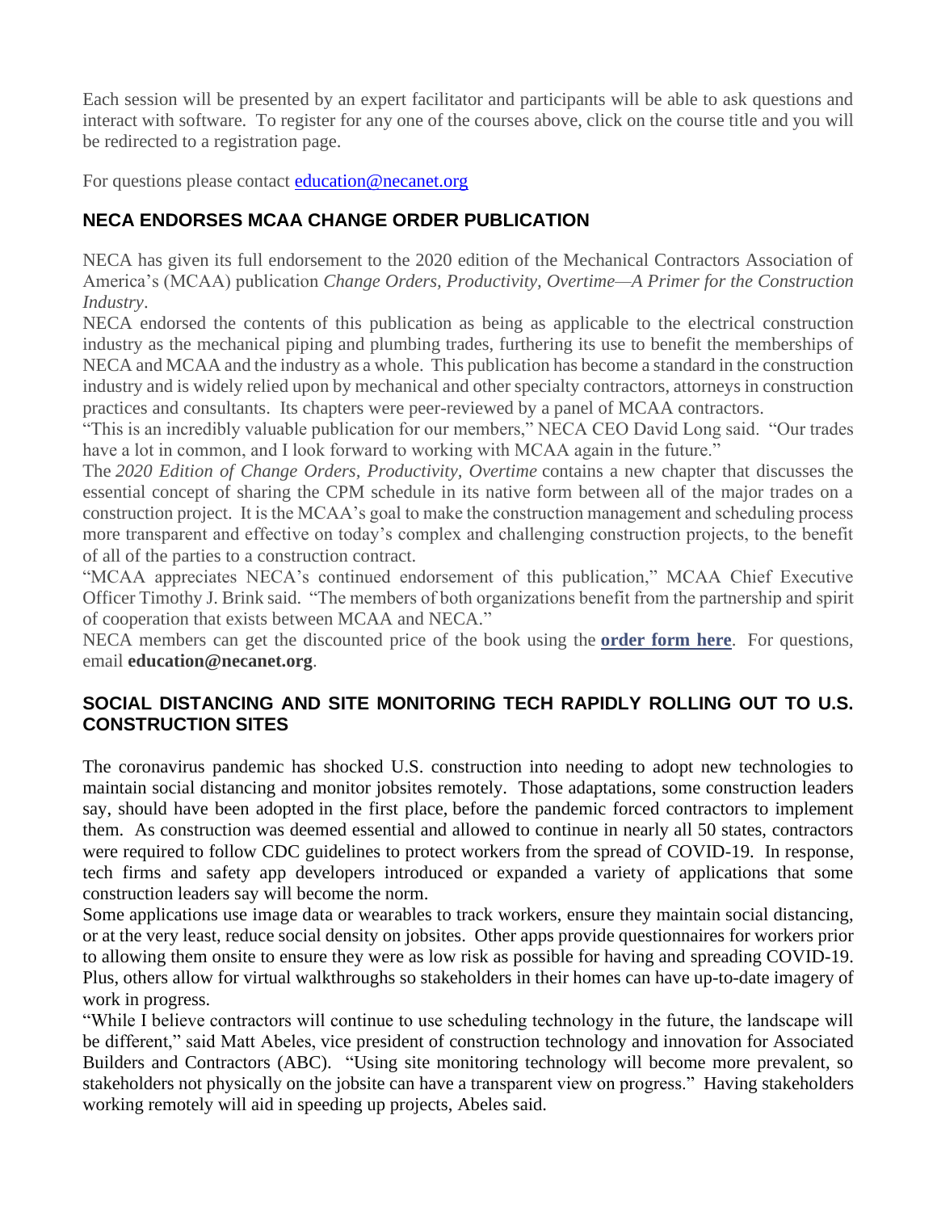Each session will be presented by an expert facilitator and participants will be able to ask questions and interact with software. To register for any one of the courses above, click on the course title and you will be redirected to a registration page.

For questions please contact education@necanet.org

## NECA ENDORSES MCAA CHANGE ORDER PUBLICATION

NECA has given its full endorsement to the 2020 edition of the Mechanical Contractors Association of America's (MCAA) publication *Change Orders, Productivity, Overtime—A Primer for the Construction Industry*.

NECA endorsed the contents of this publication as being as applicable to the electrical construction industry as the mechanical piping and plumbing trades, furthering its use to benefit the memberships of NECA and MCAA and the industry as a whole. This publication has become a standard in the construction industry and is widely relied upon by mechanical and other specialty contractors, attorneys in construction practices and consultants. Its chapters were peer-reviewed by a panel of MCAA contractors.

"This is an incredibly valuable publication for our members," NECA CEO David Long said. "Our trades have a lot in common, and I look forward to working with MCAA again in the future."

The *2020 Edition of Change Orders, Productivity, Overtime* contains a new chapter that discusses the essential concept of sharing the CPM schedule in its native form between all of the major trades on a construction project. It is the MCAA's goal to make the construction management and scheduling process more transparent and effective on today's complex and challenging construction projects, to the benefit of all of the parties to a construction contract.

"MCAA appreciates NECA's continued endorsement of this publication," MCAA Chief Executive Officer Timothy J. Brink said. "The members of both organizations benefit from the partnership and spirit of cooperation that exists between MCAA and NECA."

NECA members can get the discounted price of the book using the **order form here**. For questions, email **education@necanet.org**.

## SOCIAL DISTANCING AND SITE MONITORING TECH RAPIDLY ROLLING OUT TO U.S. CONSTRUCTION SITES

The coronavirus pandemic has shocked U.S. construction into needing to adopt new technologies to maintain social distancing and monitor jobsites remotely. Those adaptations, some construction leaders say, should have been adopted in the first place, before the pandemic forced contractors to implement them. As construction was deemed essential and allowed to continue in nearly all 50 states, contractors were required to follow CDC guidelines to protect workers from the spread of COVID-19. In response, tech firms and safety app developers introduced or expanded a variety of applications that some construction leaders say will become the norm.

Some applications use image data or wearables to track workers, ensure they maintain social distancing, or at the very least, reduce social density on jobsites. Other apps provide questionnaires for workers prior to allowing them onsite to ensure they were as low risk as possible for having and spreading COVID-19. Plus, others allow for virtual walkthroughs so stakeholders in their homes can have up-to-date imagery of work in progress.

"While I believe contractors will continue to use scheduling technology in the future, the landscape will be different," said Matt Abeles, vice president of construction technology and innovation for Associated Builders and Contractors (ABC). "Using site monitoring technology will become more prevalent, so stakeholders not physically on the jobsite can have a transparent view on progress." Having stakeholders working remotely will aid in speeding up projects, Abeles said.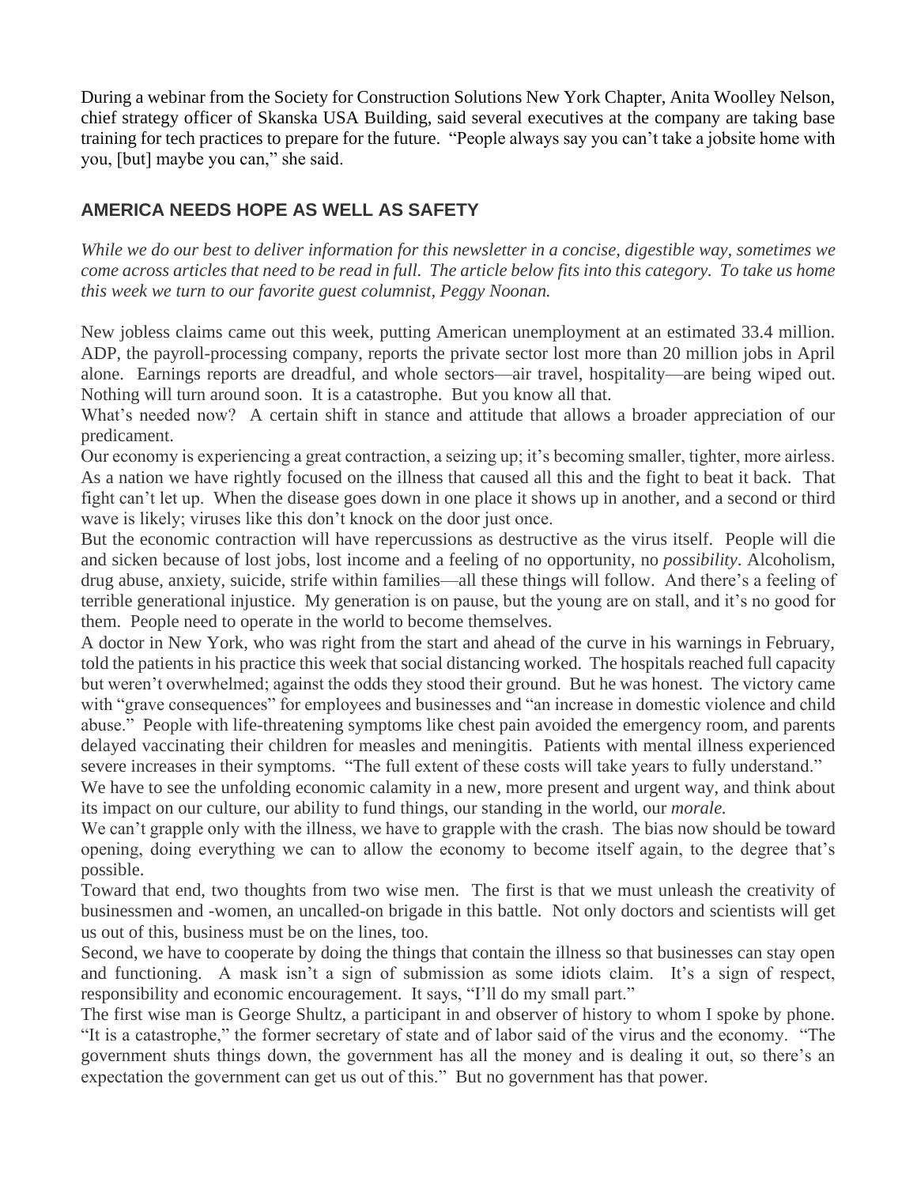During a webinar from the Society for Construction Solutions New York Chapter, Anita Woolley Nelson, chief strategy officer of Skanska USA Building, said several executives at the company are taking base training for tech practices to prepare for the future. "People always say you can't take a jobsite home with you, [but] maybe you can," she said.

## AMERICA NEEDS HOPE AS WELL AS SAFETY

*While we do our best to deliver information for this newsletter in a concise, digestible way, sometimes we come across articles that need to be read in full. The article below fits into this category. To take us home this week we turn to our favorite guest columnist, Peggy Noonan.*

New jobless claims came out this week, putting American unemployment at an estimated 33.4 million. ADP, the payroll-processing company, reports the private sector lost more than 20 million jobs in April alone. Earnings reports are dreadful, and whole sectors—air travel, hospitality—are being wiped out. Nothing will turn around soon. It is a catastrophe. But you know all that.

What's needed now? A certain shift in stance and attitude that allows a broader appreciation of our predicament.

Our economy is experiencing a great contraction, a seizing up; it's becoming smaller, tighter, more airless. As a nation we have rightly focused on the illness that caused all this and the fight to beat it back. That fight can't let up. When the disease goes down in one place it shows up in another, and a second or third wave is likely; viruses like this don't knock on the door just once.

But the economic contraction will have repercussions as destructive as the virus itself. People will die and sicken because of lost jobs, lost income and a feeling of no opportunity, no *possibility*. Alcoholism, drug abuse, anxiety, suicide, strife within families—all these things will follow. And there's a feeling of terrible generational injustice. My generation is on pause, but the young are on stall, and it's no good for them. People need to operate in the world to become themselves.

A doctor in New York, who was right from the start and ahead of the curve in his warnings in February, told the patients in his practice this week that social distancing worked. The hospitals reached full capacity but weren't overwhelmed; against the odds they stood their ground. But he was honest. The victory came with "grave consequences" for employees and businesses and "an increase in domestic violence and child abuse." People with life-threatening symptoms like chest pain avoided the emergency room, and parents delayed vaccinating their children for measles and meningitis. Patients with mental illness experienced severe increases in their symptoms. "The full extent of these costs will take years to fully understand."

We have to see the unfolding economic calamity in a new, more present and urgent way, and think about its impact on our culture, our ability to fund things, our standing in the world, our *morale.*

We can't grapple only with the illness, we have to grapple with the crash. The bias now should be toward opening, doing everything we can to allow the economy to become itself again, to the degree that's possible.

Toward that end, two thoughts from two wise men. The first is that we must unleash the creativity of businessmen and -women, an uncalled-on brigade in this battle. Not only doctors and scientists will get us out of this, business must be on the lines, too.

Second, we have to cooperate by doing the things that contain the illness so that businesses can stay open and functioning. A mask isn't a sign of submission as some idiots claim. It's a sign of respect, responsibility and economic encouragement. It says, "I'll do my small part."

The first wise man is George Shultz, a participant in and observer of history to whom I spoke by phone. "It is a catastrophe," the former secretary of state and of labor said of the virus and the economy. "The government shuts things down, the government has all the money and is dealing it out, so there's an expectation the government can get us out of this." But no government has that power.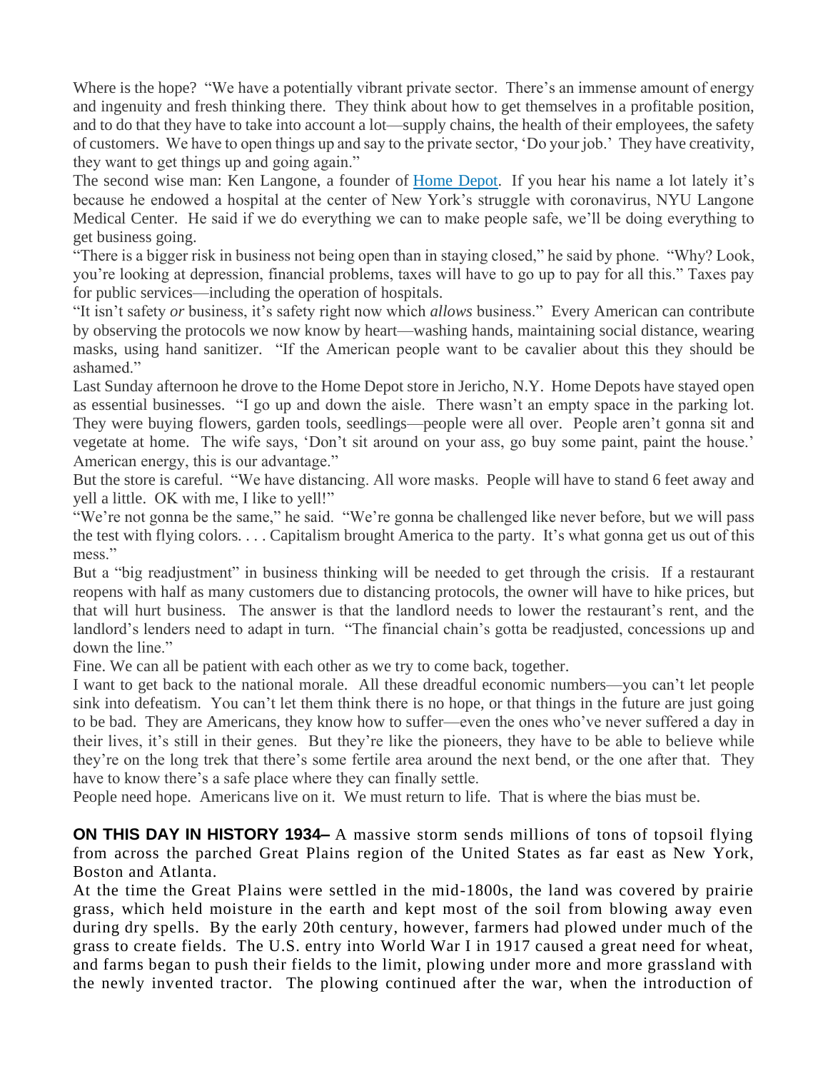Where is the hope? "We have a potentially vibrant private sector. There's an immense amount of energy and ingenuity and fresh thinking there. They think about how to get themselves in a profitable position, and to do that they have to take into account a lot—supply chains, the health of their employees, the safety of customers. We have to open things up and say to the private sector, 'Do your job.' They have creativity, they want to get things up and going again."

The second wise man: Ken Langone, a founder of Home Depot. If you hear his name a lot lately it's because he endowed a hospital at the center of New York's struggle with coronavirus, NYU Langone Medical Center. He said if we do everything we can to make people safe, we'll be doing everything to get business going.

"There is a bigger risk in business not being open than in staying closed," he said by phone. "Why? Look, you're looking at depression, financial problems, taxes will have to go up to pay for all this." Taxes pay for public services—including the operation of hospitals.

"It isn't safety *or* business, it's safety right now which *allows* business." Every American can contribute by observing the protocols we now know by heart—washing hands, maintaining social distance, wearing masks, using hand sanitizer. "If the American people want to be cavalier about this they should be ashamed."

Last Sunday afternoon he drove to the Home Depot store in Jericho, N.Y. Home Depots have stayed open as essential businesses. "I go up and down the aisle. There wasn't an empty space in the parking lot. They were buying flowers, garden tools, seedlings—people were all over. People aren't gonna sit and vegetate at home. The wife says, 'Don't sit around on your ass, go buy some paint, paint the house.' American energy, this is our advantage."

But the store is careful. "We have distancing. All wore masks. People will have to stand 6 feet away and yell a little. OK with me, I like to yell!"

"We're not gonna be the same," he said. "We're gonna be challenged like never before, but we will pass the test with flying colors. . . . Capitalism brought America to the party. It's what gonna get us out of this mess."

But a "big readjustment" in business thinking will be needed to get through the crisis. If a restaurant reopens with half as many customers due to distancing protocols, the owner will have to hike prices, but that will hurt business. The answer is that the landlord needs to lower the restaurant's rent, and the landlord's lenders need to adapt in turn. "The financial chain's gotta be readjusted, concessions up and down the line."

Fine. We can all be patient with each other as we try to come back, together.

I want to get back to the national morale. All these dreadful economic numbers—you can't let people sink into defeatism. You can't let them think there is no hope, or that things in the future are just going to be bad. They are Americans, they know how to suffer—even the ones who've never suffered a day in their lives, it's still in their genes. But they're like the pioneers, they have to be able to believe while they're on the long trek that there's some fertile area around the next bend, or the one after that. They have to know there's a safe place where they can finally settle.

People need hope. Americans live on it. We must return to life. That is where the bias must be.

**ON THIS DAY IN HISTORY 1934–** A massive storm sends millions of tons of topsoil flying from across the parched Great Plains region of the United States as far east as New York, Boston and Atlanta.

At the time the Great Plains were settled in the mid-1800s, the land was covered by prairie grass, which held moisture in the earth and kept most of the soil from blowing away even during dry spells. By the early 20th century, however, farmers had plowed under much of the grass to create fields. The U.S. entry into World War I in 1917 caused a great need for wheat, and farms began to push their fields to the limit, plowing under more and more grassland with the newly invented tractor. The plowing continued after the war, when the introduction of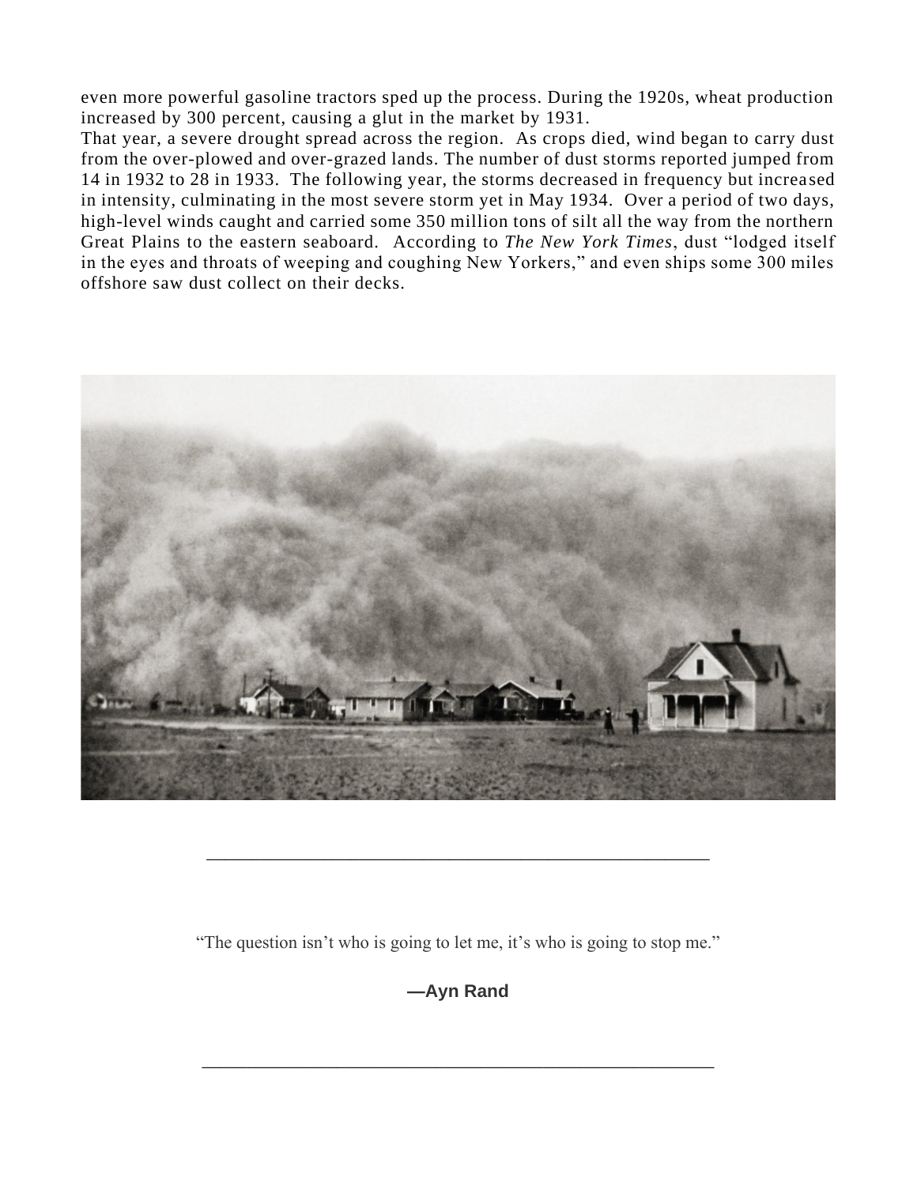even more powerful gasoline tractors sped up the process. During the 1920s, wheat production increased by 300 percent, causing a glut in the market by 1931.

That year, a severe drought spread across the region. As crops died, wind began to carry dust from the over-plowed and over-grazed lands. The number of dust storms reported jumped from 14 in 1932 to 28 in 1933. The following year, the storms decreased in frequency but increased in intensity, culminating in the most severe storm yet in May 1934. Over a period of two days, high-level winds caught and carried some 350 million tons of silt all the way from the northern Great Plains to the eastern seaboard. According to *The New York Times*, dust "lodged itself in the eyes and throats of weeping and coughing New Yorkers," and even ships some 300 miles offshore saw dust collect on their decks.

---

"The question isn't who is going to let me, it's who is going to stop me."

**—Ayn Rand**

---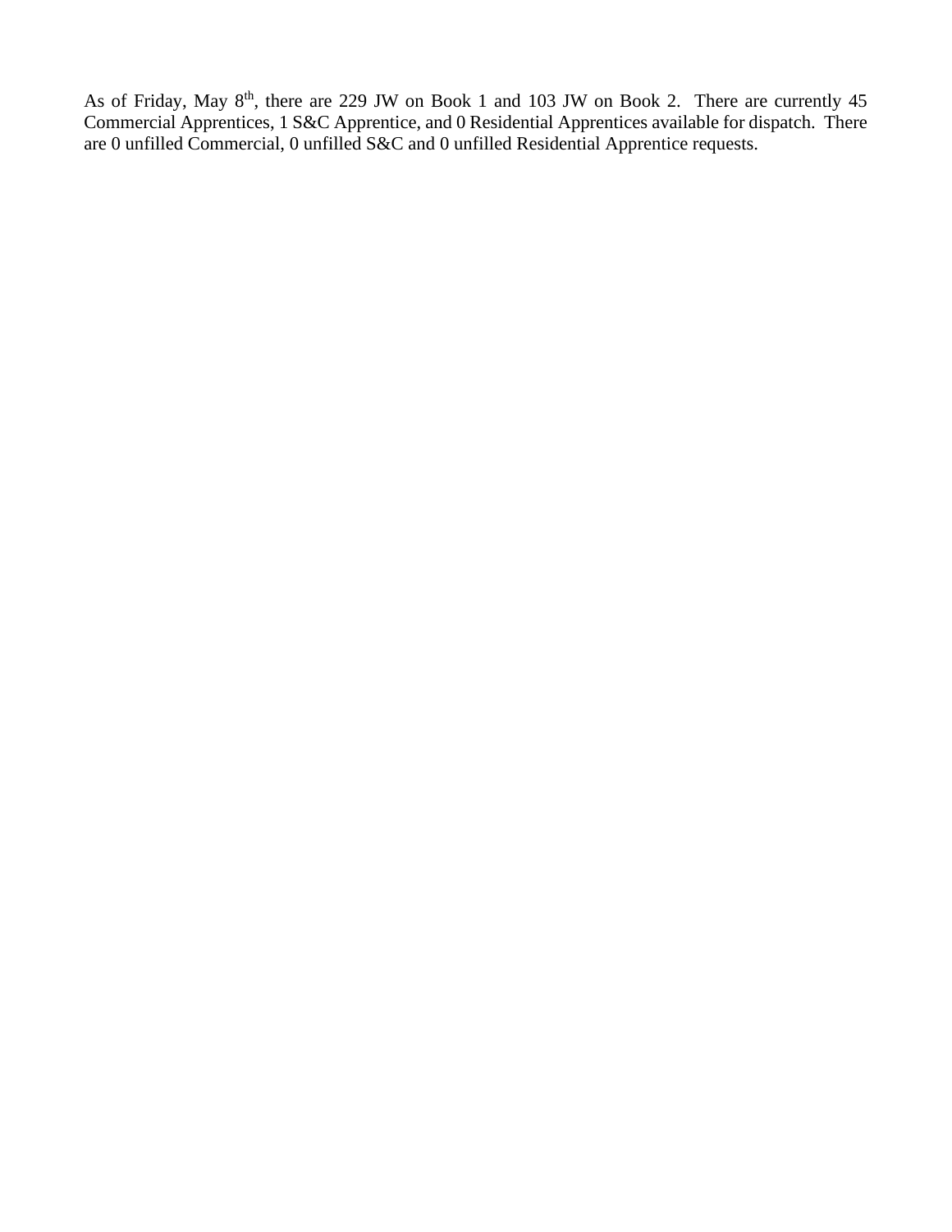As of Friday, May 8th, there are 229 JW on Book 1 and 103 JW on Book 2. There are currently 45 Commercial Apprentices, 1 S&C Apprentice, and 0 Residential Apprentices available for dispatch. There are 0 unfilled Commercial, 0 unfilled S&C and 0 unfilled Residential Apprentice requests.